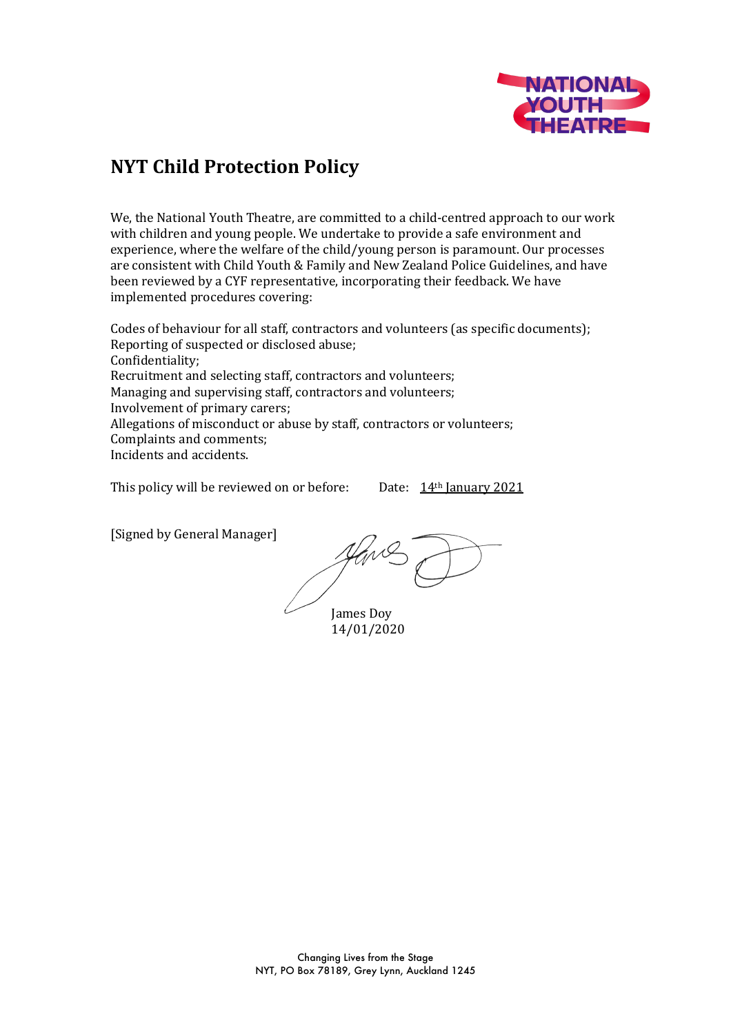# NYT Child Protection Policy

We, the National Youth Theatre, are committed to a child-centred approach to our work with children and young people. We undertake to provide a safe environment and experience, where the welfare of the child/young person is paramount. Our processes are consistent with Child Youth & Family and New Zealand Police Guidelines, and have been reviewed by a CYF representative, incorporating their feedback. We have implemented procedures covering:

Codes of behaviour for all staff, contractors and volunteers (as specific documents);
Reporting of suspected or disclosed abuse;
Confidentiality;
Recruitment and selecting staff, contractors and volunteers;
Managing and supervising staff, contractors and volunteers;
Involvement of primary carers;
Allegations of misconduct or abuse by staff, contractors or volunteers;
Complaints and comments;
Incidents and accidents.

This policy will be reviewed on or before: Date: 14th January 2021

[Signed by General Manager]

James Doy
14/01/2020

Changing Lives from the Stage
NYT, PO Box 78189, Grey Lynn, Auckland 1245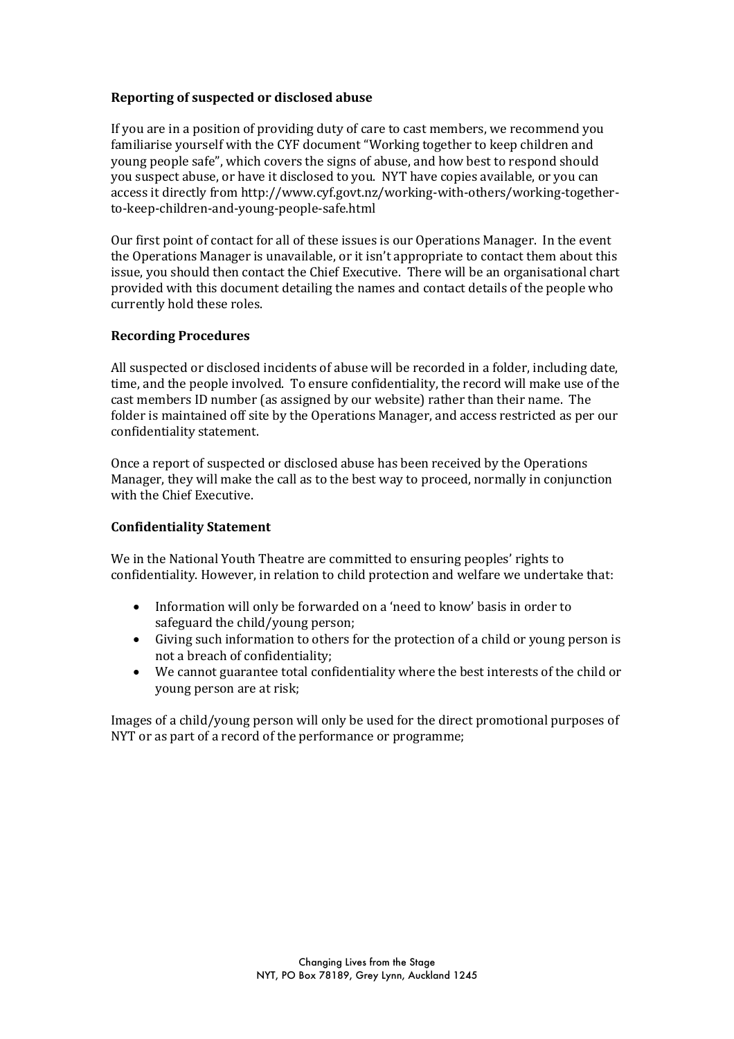**Reporting of suspected or disclosed abuse**

If you are in a position of providing duty of care to cast members, we recommend you familiarise yourself with the CYF document "Working together to keep children and young people safe", which covers the signs of abuse, and how best to respond should you suspect abuse, or have it disclosed to you. NYT have copies available, or you can access it directly from http://www.cyf.govt.nz/working-with-others/working-together-to-keep-children-and-young-people-safe.html

Our first point of contact for all of these issues is our Operations Manager. In the event the Operations Manager is unavailable, or it isn't appropriate to contact them about this issue, you should then contact the Chief Executive. There will be an organisational chart provided with this document detailing the names and contact details of the people who currently hold these roles.

**Recording Procedures**

All suspected or disclosed incidents of abuse will be recorded in a folder, including date, time, and the people involved. To ensure confidentiality, the record will make use of the cast members ID number (as assigned by our website) rather than their name. The folder is maintained off site by the Operations Manager, and access restricted as per our confidentiality statement.

Once a report of suspected or disclosed abuse has been received by the Operations Manager, they will make the call as to the best way to proceed, normally in conjunction with the Chief Executive.

**Confidentiality Statement**

We in the National Youth Theatre are committed to ensuring peoples' rights to confidentiality. However, in relation to child protection and welfare we undertake that:

- Information will only be forwarded on a 'need to know' basis in order to safeguard the child/young person;
- Giving such information to others for the protection of a child or young person is not a breach of confidentiality;
- We cannot guarantee total confidentiality where the best interests of the child or young person are at risk;

Images of a child/young person will only be used for the direct promotional purposes of NYT or as part of a record of the performance or programme;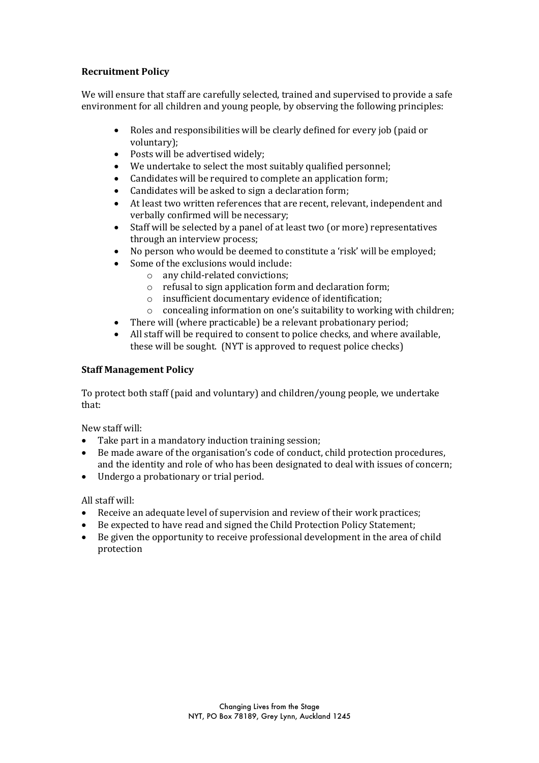**Recruitment Policy**

We will ensure that staff are carefully selected, trained and supervised to provide a safe environment for all children and young people, by observing the following principles:

- Roles and responsibilities will be clearly defined for every job (paid or voluntary);
- Posts will be advertised widely;
- We undertake to select the most suitably qualified personnel;
- Candidates will be required to complete an application form;
- Candidates will be asked to sign a declaration form;
- At least two written references that are recent, relevant, independent and verbally confirmed will be necessary;
- Staff will be selected by a panel of at least two (or more) representatives through an interview process;
- No person who would be deemed to constitute a 'risk' will be employed;
- Some of the exclusions would include:
  - any child-related convictions;
  - refusal to sign application form and declaration form;
  - insufficient documentary evidence of identification;
  - concealing information on one's suitability to working with children;
- There will (where practicable) be a relevant probationary period;
- All staff will be required to consent to police checks, and where available, these will be sought. (NYT is approved to request police checks)

**Staff Management Policy**

To protect both staff (paid and voluntary) and children/young people, we undertake that:

New staff will:

- Take part in a mandatory induction training session;
- Be made aware of the organisation's code of conduct, child protection procedures, and the identity and role of who has been designated to deal with issues of concern;
- Undergo a probationary or trial period.

All staff will:

- Receive an adequate level of supervision and review of their work practices;
- Be expected to have read and signed the Child Protection Policy Statement;
- Be given the opportunity to receive professional development in the area of child protection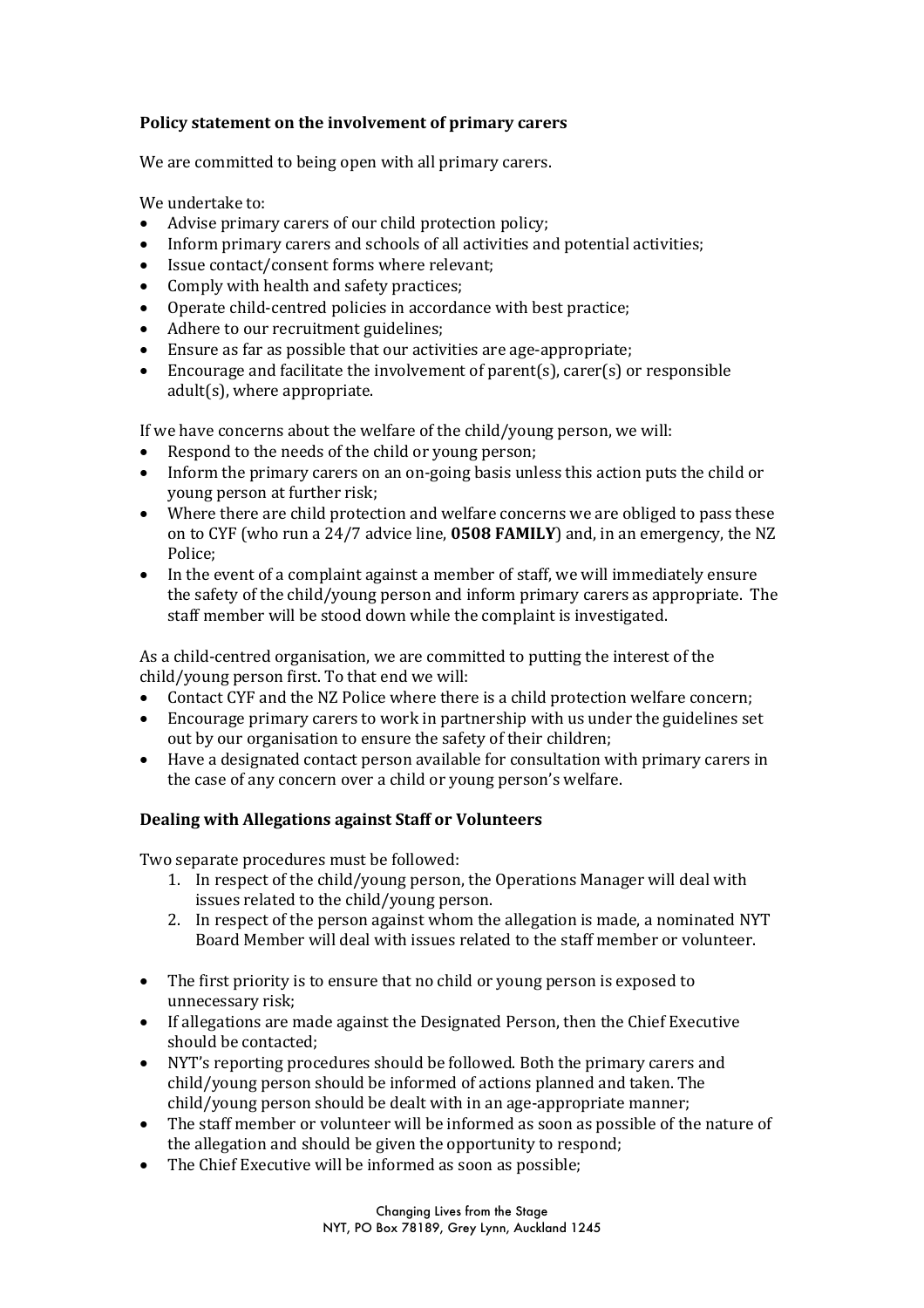**Policy statement on the involvement of primary carers**

We are committed to being open with all primary carers.

We undertake to:

- Advise primary carers of our child protection policy;
- Inform primary carers and schools of all activities and potential activities;
- Issue contact/consent forms where relevant;
- Comply with health and safety practices;
- Operate child-centred policies in accordance with best practice;
- Adhere to our recruitment guidelines;
- Ensure as far as possible that our activities are age-appropriate;
- Encourage and facilitate the involvement of parent(s), carer(s) or responsible adult(s), where appropriate.

If we have concerns about the welfare of the child/young person, we will:

- Respond to the needs of the child or young person;
- Inform the primary carers on an on-going basis unless this action puts the child or young person at further risk;
- Where there are child protection and welfare concerns we are obliged to pass these on to CYF (who run a 24/7 advice line, **0508 FAMILY**) and, in an emergency, the NZ Police;
- In the event of a complaint against a member of staff, we will immediately ensure the safety of the child/young person and inform primary carers as appropriate. The staff member will be stood down while the complaint is investigated.

As a child-centred organisation, we are committed to putting the interest of the child/young person first. To that end we will:

- Contact CYF and the NZ Police where there is a child protection welfare concern;
- Encourage primary carers to work in partnership with us under the guidelines set out by our organisation to ensure the safety of their children;
- Have a designated contact person available for consultation with primary carers in the case of any concern over a child or young person's welfare.

**Dealing with Allegations against Staff or Volunteers**

Two separate procedures must be followed:

1. In respect of the child/young person, the Operations Manager will deal with issues related to the child/young person.
2. In respect of the person against whom the allegation is made, a nominated NYT Board Member will deal with issues related to the staff member or volunteer.

- The first priority is to ensure that no child or young person is exposed to unnecessary risk;
- If allegations are made against the Designated Person, then the Chief Executive should be contacted;
- NYT's reporting procedures should be followed. Both the primary carers and child/young person should be informed of actions planned and taken. The child/young person should be dealt with in an age-appropriate manner;
- The staff member or volunteer will be informed as soon as possible of the nature of the allegation and should be given the opportunity to respond;
- The Chief Executive will be informed as soon as possible;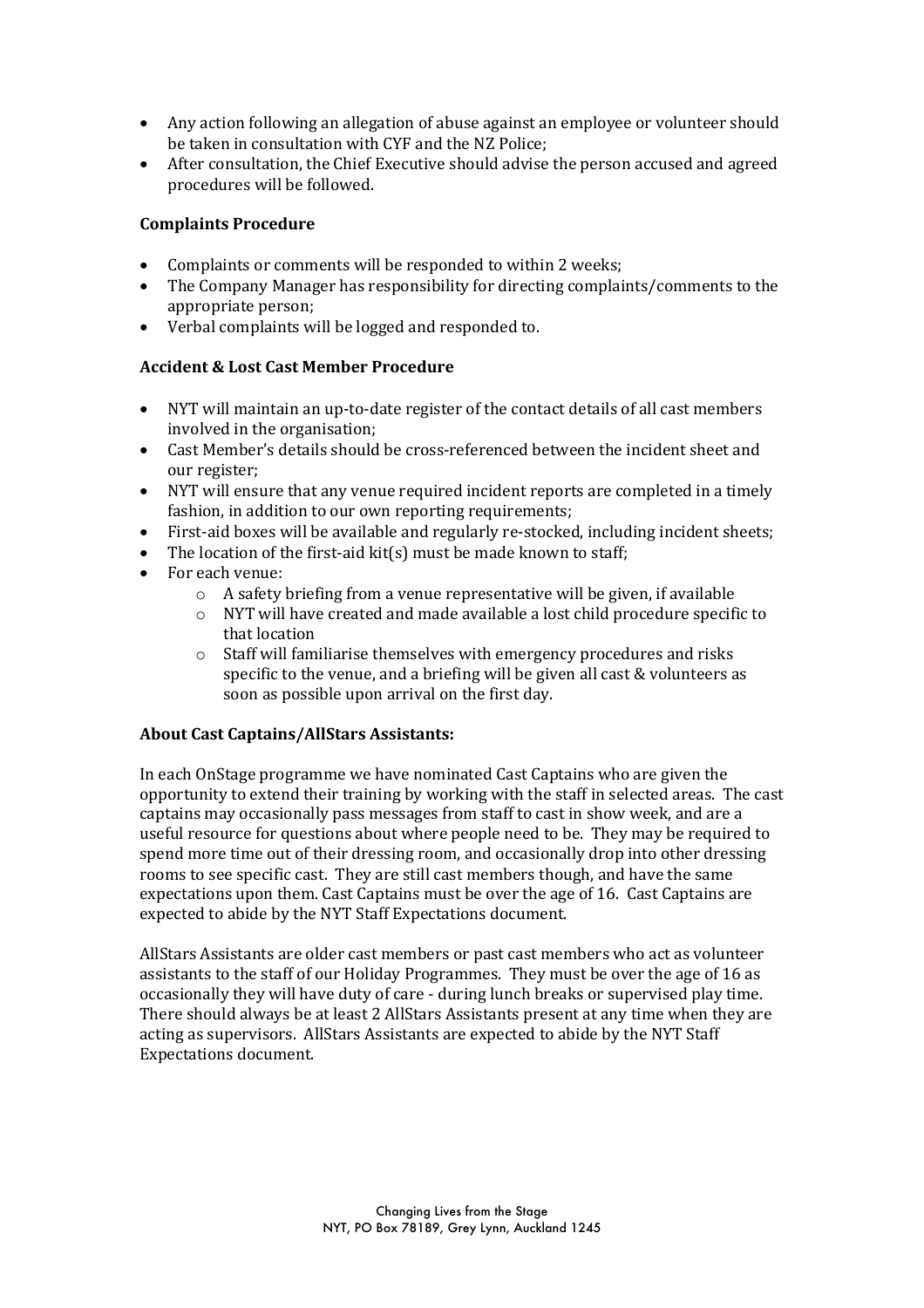- Any action following an allegation of abuse against an employee or volunteer should be taken in consultation with CYF and the NZ Police;
- After consultation, the Chief Executive should advise the person accused and agreed procedures will be followed.

**Complaints Procedure**

- Complaints or comments will be responded to within 2 weeks;
- The Company Manager has responsibility for directing complaints/comments to the appropriate person;
- Verbal complaints will be logged and responded to.

**Accident & Lost Cast Member Procedure**

- NYT will maintain an up-to-date register of the contact details of all cast members involved in the organisation;
- Cast Member's details should be cross-referenced between the incident sheet and our register;
- NYT will ensure that any venue required incident reports are completed in a timely fashion, in addition to our own reporting requirements;
- First-aid boxes will be available and regularly re-stocked, including incident sheets;
- The location of the first-aid kit(s) must be made known to staff;
- For each venue:
    - A safety briefing from a venue representative will be given, if available
    - NYT will have created and made available a lost child procedure specific to that location
    - Staff will familiarise themselves with emergency procedures and risks specific to the venue, and a briefing will be given all cast & volunteers as soon as possible upon arrival on the first day.

**About Cast Captains/AllStars Assistants:**

In each OnStage programme we have nominated Cast Captains who are given the opportunity to extend their training by working with the staff in selected areas. The cast captains may occasionally pass messages from staff to cast in show week, and are a useful resource for questions about where people need to be. They may be required to spend more time out of their dressing room, and occasionally drop into other dressing rooms to see specific cast. They are still cast members though, and have the same expectations upon them. Cast Captains must be over the age of 16. Cast Captains are expected to abide by the NYT Staff Expectations document.

AllStars Assistants are older cast members or past cast members who act as volunteer assistants to the staff of our Holiday Programmes. They must be over the age of 16 as occasionally they will have duty of care - during lunch breaks or supervised play time. There should always be at least 2 AllStars Assistants present at any time when they are acting as supervisors. AllStars Assistants are expected to abide by the NYT Staff Expectations document.